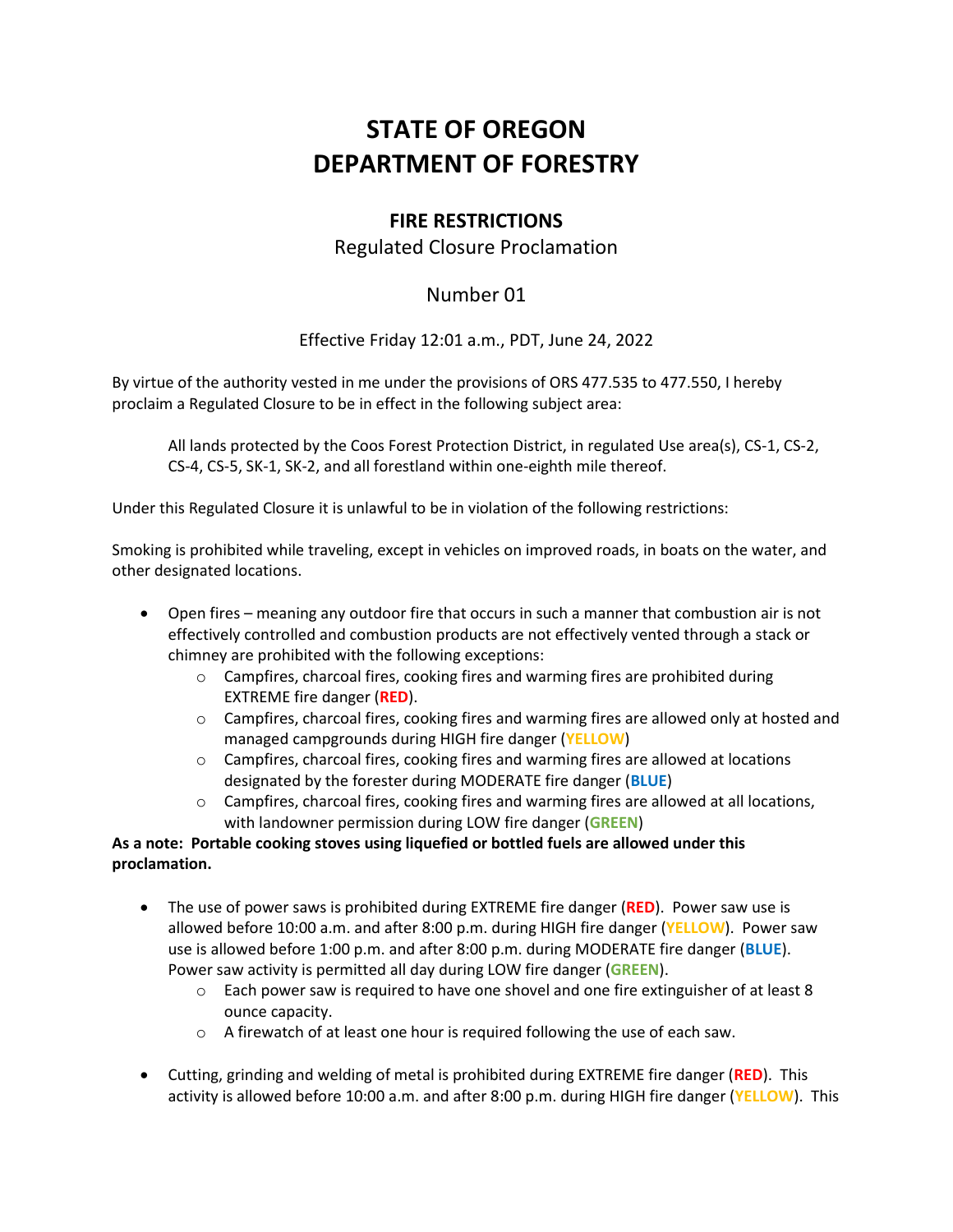# STATE OF OREGON
# DEPARTMENT OF FORESTRY

## FIRE RESTRICTIONS

Regulated Closure Proclamation

Number 01

Effective Friday 12:01 a.m., PDT, June 24, 2022

By virtue of the authority vested in me under the provisions of ORS 477.535 to 477.550, I hereby proclaim a Regulated Closure to be in effect in the following subject area:

> All lands protected by the Coos Forest Protection District, in regulated Use area(s), CS-1, CS-2, CS-4, CS-5, SK-1, SK-2, and all forestland within one-eighth mile thereof.

Under this Regulated Closure it is unlawful to be in violation of the following restrictions:

Smoking is prohibited while traveling, except in vehicles on improved roads, in boats on the water, and other designated locations.

- Open fires – meaning any outdoor fire that occurs in such a manner that combustion air is not effectively controlled and combustion products are not effectively vented through a stack or chimney are prohibited with the following exceptions:
  - Campfires, charcoal fires, cooking fires and warming fires are prohibited during EXTREME fire danger (**RED**).
  - Campfires, charcoal fires, cooking fires and warming fires are allowed only at hosted and managed campgrounds during HIGH fire danger (**YELLOW**)
  - Campfires, charcoal fires, cooking fires and warming fires are allowed at locations designated by the forester during MODERATE fire danger (**BLUE**)
  - Campfires, charcoal fires, cooking fires and warming fires are allowed at all locations, with landowner permission during LOW fire danger (**GREEN**)

**As a note: Portable cooking stoves using liquefied or bottled fuels are allowed under this proclamation.**

- The use of power saws is prohibited during EXTREME fire danger (**RED**). Power saw use is allowed before 10:00 a.m. and after 8:00 p.m. during HIGH fire danger (**YELLOW**). Power saw use is allowed before 1:00 p.m. and after 8:00 p.m. during MODERATE fire danger (**BLUE**). Power saw activity is permitted all day during LOW fire danger (**GREEN**).
  - Each power saw is required to have one shovel and one fire extinguisher of at least 8 ounce capacity.
  - A firewatch of at least one hour is required following the use of each saw.

- Cutting, grinding and welding of metal is prohibited during EXTREME fire danger (**RED**). This activity is allowed before 10:00 a.m. and after 8:00 p.m. during HIGH fire danger (**YELLOW**). This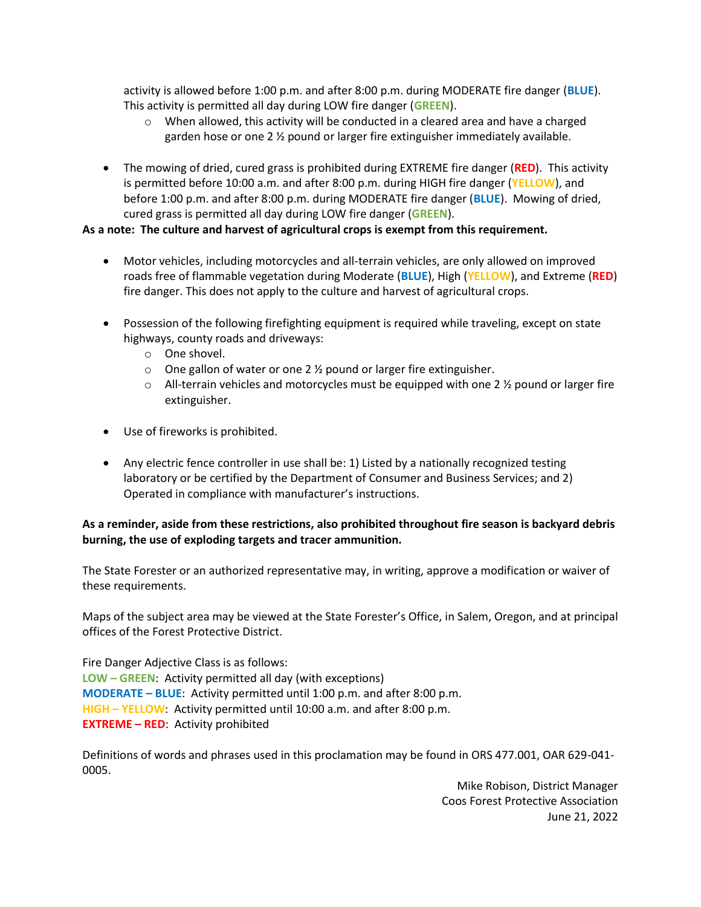activity is allowed before 1:00 p.m. and after 8:00 p.m. during MODERATE fire danger (**BLUE**). This activity is permitted all day during LOW fire danger (**GREEN**).

  - When allowed, this activity will be conducted in a cleared area and have a charged garden hose or one 2 ½ pound or larger fire extinguisher immediately available.

- The mowing of dried, cured grass is prohibited during EXTREME fire danger (**RED**). This activity is permitted before 10:00 a.m. and after 8:00 p.m. during HIGH fire danger (**YELLOW**), and before 1:00 p.m. and after 8:00 p.m. during MODERATE fire danger (**BLUE**). Mowing of dried, cured grass is permitted all day during LOW fire danger (**GREEN**).

**As a note: The culture and harvest of agricultural crops is exempt from this requirement.**

- Motor vehicles, including motorcycles and all-terrain vehicles, are only allowed on improved roads free of flammable vegetation during Moderate (**BLUE**), High (**YELLOW**), and Extreme (**RED**) fire danger. This does not apply to the culture and harvest of agricultural crops.

- Possession of the following firefighting equipment is required while traveling, except on state highways, county roads and driveways:
  - One shovel.
  - One gallon of water or one 2 ½ pound or larger fire extinguisher.
  - All-terrain vehicles and motorcycles must be equipped with one 2 ½ pound or larger fire extinguisher.

- Use of fireworks is prohibited.

- Any electric fence controller in use shall be: 1) Listed by a nationally recognized testing laboratory or be certified by the Department of Consumer and Business Services; and 2) Operated in compliance with manufacturer's instructions.

**As a reminder, aside from these restrictions, also prohibited throughout fire season is backyard debris burning, the use of exploding targets and tracer ammunition.**

The State Forester or an authorized representative may, in writing, approve a modification or waiver of these requirements.

Maps of the subject area may be viewed at the State Forester's Office, in Salem, Oregon, and at principal offices of the Forest Protective District.

Fire Danger Adjective Class is as follows:
**LOW – GREEN**: Activity permitted all day (with exceptions)
**MODERATE – BLUE**: Activity permitted until 1:00 p.m. and after 8:00 p.m.
**HIGH – YELLOW**: Activity permitted until 10:00 a.m. and after 8:00 p.m.
**EXTREME – RED**: Activity prohibited

Definitions of words and phrases used in this proclamation may be found in ORS 477.001, OAR 629-041-0005.

Mike Robison, District Manager
Coos Forest Protective Association
June 21, 2022